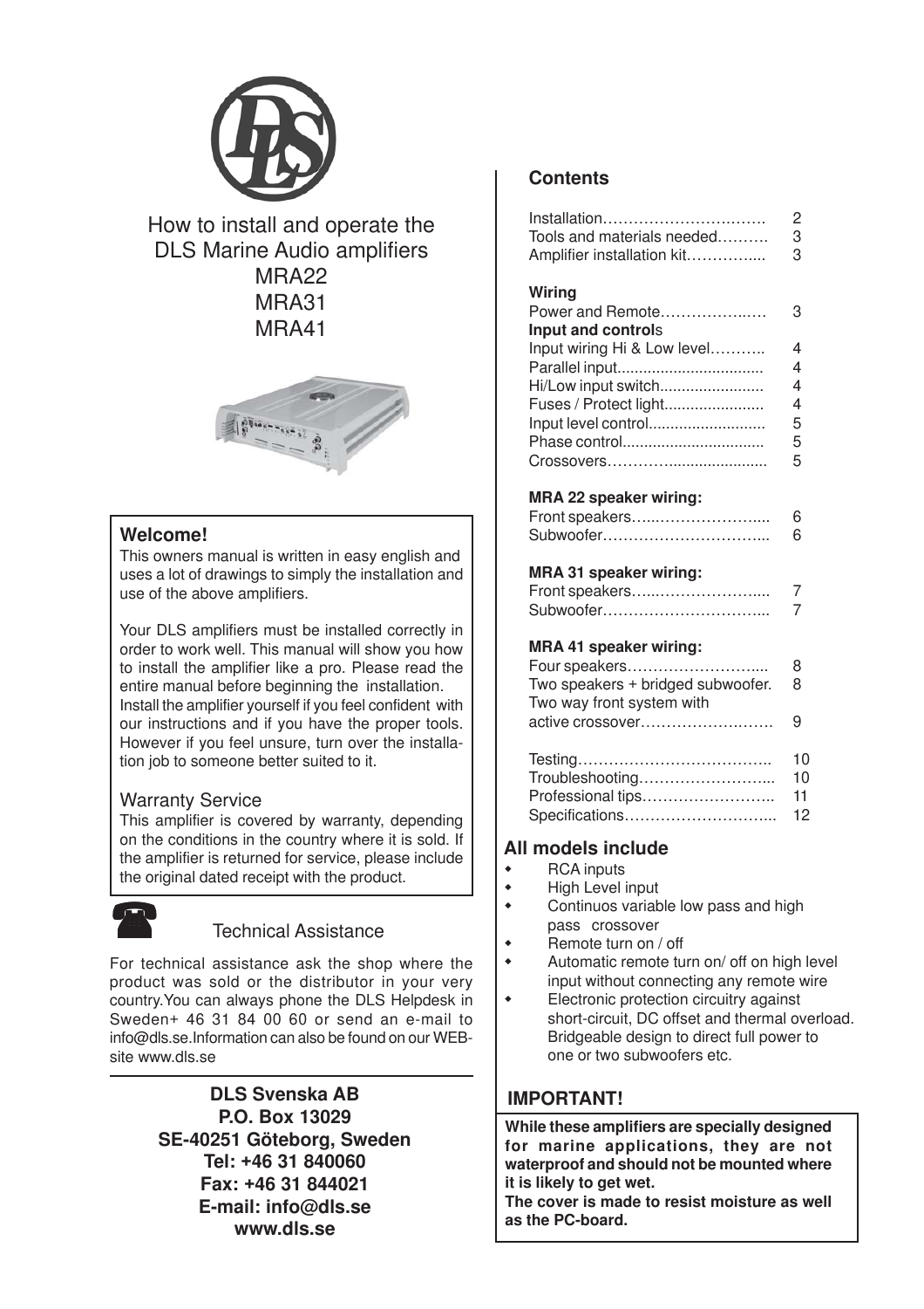# How to install and operate the DLS Marine Audio amplifiers MRA22 MRA31 MRA41

## Welcome!

This owners manual is written in easy english and uses a lot of drawings to simply the installation and use of the above amplifiers.

Your DLS amplifiers must be installed correctly in order to work well. This manual will show you how to install the amplifier like a pro. Please read the entire manual before beginning the installation. Install the amplifier yourself if you feel confident with our instructions and if you have the proper tools. However if you feel unsure, turn over the installation job to someone better suited to it.

### Warranty Service

This amplifier is covered by warranty, depending on the conditions in the country where it is sold. If the amplifier is returned for service, please include the original dated receipt with the product.

### Technical Assistance

For technical assistance ask the shop where the product was sold or the distributor in your very country.You can always phone the DLS Helpdesk in Sweden+ 46 31 84 00 60 or send an e-mail to info@dls.se.Information can also be found on our WEB-site www.dls.se

**DLS Svenska AB**
**P.O. Box 13029**
**SE-40251 Göteborg, Sweden**
**Tel: +46 31 840060**
**Fax: +46 31 844021**
**E-mail: info@dls.se**
**www.dls.se**

## Contents

| | |
|---|---|
| Installation | 2 |
| Tools and materials needed | 3 |
| Amplifier installation kit | 3 |
| **Wiring** | |
| Power and Remote | 3 |
| **Input and controls** | |
| Input wiring Hi & Low level | 4 |
| Parallel input | 4 |
| Hi/Low input switch | 4 |
| Fuses / Protect light | 4 |
| Input level control | 5 |
| Phase control | 5 |
| Crossovers | 5 |
| **MRA 22 speaker wiring:** | |
| Front speakers | 6 |
| Subwoofer | 6 |
| **MRA 31 speaker wiring:** | |
| Front speakers | 7 |
| Subwoofer | 7 |
| **MRA 41 speaker wiring:** | |
| Four speakers | 8 |
| Two speakers + bridged subwoofer. | 8 |
| Two way front system with active crossover | 9 |
| Testing | 10 |
| Troubleshooting | 10 |
| Professional tips | 11 |
| Specifications | 12 |

## All models include

- RCA inputs
- High Level input
- Continuos variable low pass and high pass crossover
- Remote turn on / off
- Automatic remote turn on/ off on high level input without connecting any remote wire
- Electronic protection circuitry against short-circuit, DC offset and thermal overload. Bridgeable design to direct full power to one or two subwoofers etc.

## IMPORTANT!

**While these amplifiers are specially designed for marine applications, they are not waterproof and should not be mounted where it is likely to get wet.**
**The cover is made to resist moisture as well as the PC-board.**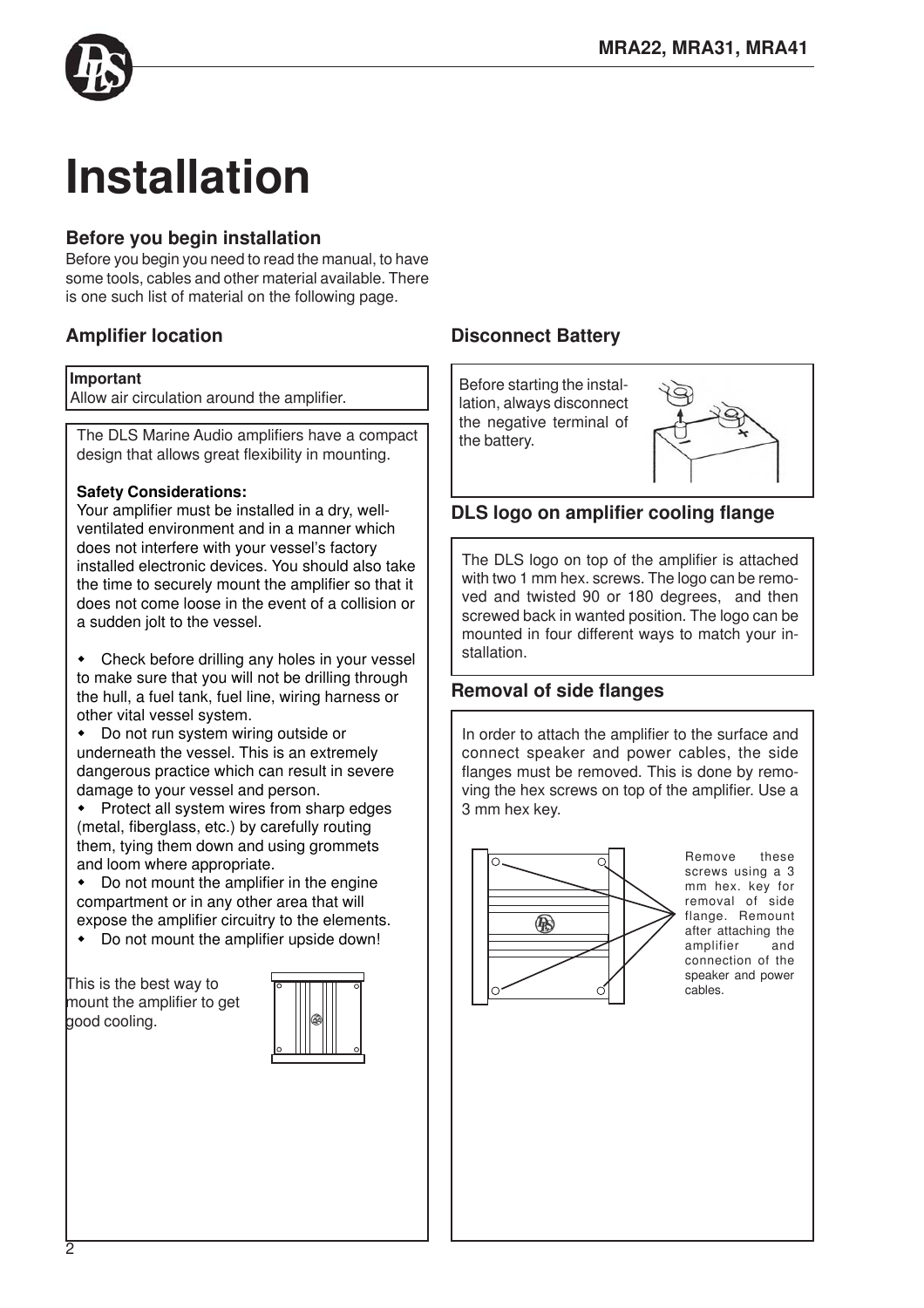// Installation

## Before you begin installation

Before you begin you need to read the manual, to have some tools, cables and other material available. There is one such list of material on the following page.

## Amplifier location

**Important**
Allow air circulation around the amplifier.

The DLS Marine Audio amplifiers have a compact design that allows great flexibility in mounting.

**Safety Considerations:**
Your amplifier must be installed in a dry, well-ventilated environment and in a manner which does not interfere with your vessel's factory installed electronic devices. You should also take the time to securely mount the amplifier so that it does not come loose in the event of a collision or a sudden jolt to the vessel.

- Check before drilling any holes in your vessel to make sure that you will not be drilling through the hull, a fuel tank, fuel line, wiring harness or other vital vessel system.
- Do not run system wiring outside or underneath the vessel. This is an extremely dangerous practice which can result in severe damage to your vessel and person.
- Protect all system wires from sharp edges (metal, fiberglass, etc.) by carefully routing them, tying them down and using grommets and loom where appropriate.
- Do not mount the amplifier in the engine compartment or in any other area that will expose the amplifier circuitry to the elements.
- Do not mount the amplifier upside down!

This is the best way to mount the amplifier to get good cooling.

## Disconnect Battery

Before starting the installation, always disconnect the negative terminal of the battery.

## DLS logo on amplifier cooling flange

The DLS logo on top of the amplifier is attached with two 1 mm hex. screws. The logo can be removed and twisted 90 or 180 degrees, and then screwed back in wanted position. The logo can be mounted in four different ways to match your installation.

## Removal of side flanges

In order to attach the amplifier to the surface and connect speaker and power cables, the side flanges must be removed. This is done by removing the hex screws on top of the amplifier. Use a 3 mm hex key.

Remove these screws using a 3 mm hex. key for removal of side flange. Remount after attaching the amplifier and connection of the speaker and power cables.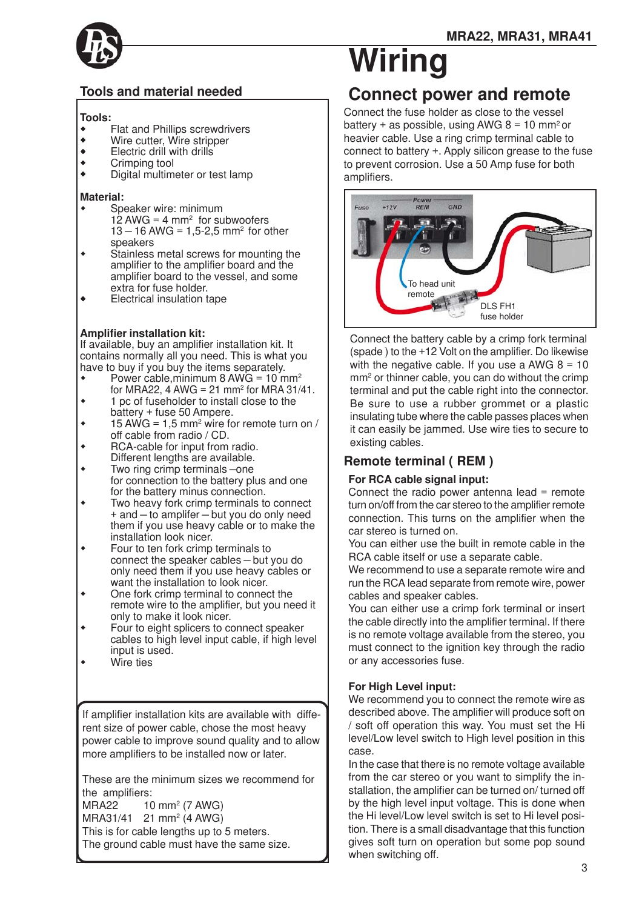# Wiring

## Tools and material needed

**Tools:**

- Flat and Phillips screwdrivers
- Wire cutter, Wire stripper
- Electric drill with drills
- Crimping tool
- Digital multimeter or test lamp

**Material:**

- Speaker wire: minimum
  12 AWG = 4 mm$^2$ for subwoofers
  13 – 16 AWG = 1,5-2,5 mm$^2$ for other speakers
- Stainless metal screws for mounting the amplifier to the amplifier board and the amplifier board to the vessel, and some extra for fuse holder.
- Electrical insulation tape

**Amplifier installation kit:**
If available, buy an amplifier installation kit. It contains normally all you need. This is what you have to buy if you buy the items separately.

- Power cable,minimum 8 AWG = 10 mm$^2$ for MRA22, 4 AWG = 21 mm$^2$ for MRA 31/41.
- 1 pc of fuseholder to install close to the battery + fuse 50 Ampere.
- 15 AWG = 1,5 mm$^2$ wire for remote turn on / off cable from radio / CD.
- RCA-cable for input from radio. Different lengths are available.
- Two ring crimp terminals –one for connection to the battery plus and one for the battery minus connection.
- Two heavy fork crimp terminals to connect + and – to amplifer – but you do only need them if you use heavy cable or to make the installation look nicer.
- Four to ten fork crimp terminals to connect the speaker cables – but you do only need them if you use heavy cables or want the installation to look nicer.
- One fork crimp terminal to connect the remote wire to the amplifier, but you need it only to make it look nicer.
- Four to eight splicers to connect speaker cables to high level input cable, if high level input is used.
- Wire ties

If amplifier installation kits are available with different size of power cable, chose the most heavy power cable to improve sound quality and to allow more amplifiers to be installed now or later.

These are the minimum sizes we recommend for the amplifiers:
MRA22 10 mm$^2$ (7 AWG)
MRA31/41 21 mm$^2$ (4 AWG)
This is for cable lengths up to 5 meters.
The ground cable must have the same size.

## Connect power and remote

Connect the fuse holder as close to the vessel battery + as possible, using AWG 8 = 10 mm$^2$ or heavier cable. Use a ring crimp terminal cable to connect to battery +. Apply silicon grease to the fuse to prevent corrosion. Use a 50 Amp fuse for both amplifiers.

Fuse +12V Power REM GND
To head unit remote
DLS FH1 fuse holder

Connect the battery cable by a crimp fork terminal (spade ) to the +12 Volt on the amplifier. Do likewise with the negative cable. If you use a AWG 8 = 10 mm$^2$ or thinner cable, you can do without the crimp terminal and put the cable right into the connector. Be sure to use a rubber grommet or a plastic insulating tube where the cable passes places when it can easily be jammed. Use wire ties to secure to existing cables.

### Remote terminal ( REM )

**For RCA cable signal input:**
Connect the radio power antenna lead = remote turn on/off from the car stereo to the amplifier remote connection. This turns on the amplifier when the car stereo is turned on.
You can either use the built in remote cable in the RCA cable itself or use a separate cable.
We recommend to use a separate remote wire and run the RCA lead separate from remote wire, power cables and speaker cables.
You can either use a crimp fork terminal or insert the cable directly into the amplifier terminal. If there is no remote voltage available from the stereo, you must connect to the ignition key through the radio or any accessories fuse.

**For High Level input:**
We recommend you to connect the remote wire as described above. The amplifier will produce soft on / soft off operation this way. You must set the Hi level/Low level switch to High level position in this case.
In the case that there is no remote voltage available from the car stereo or you want to simplify the installation, the amplifier can be turned on/ turned off by the high level input voltage. This is done when the Hi level/Low level switch is set to Hi level position. There is a small disadvantage that this function gives soft turn on operation but some pop sound when switching off.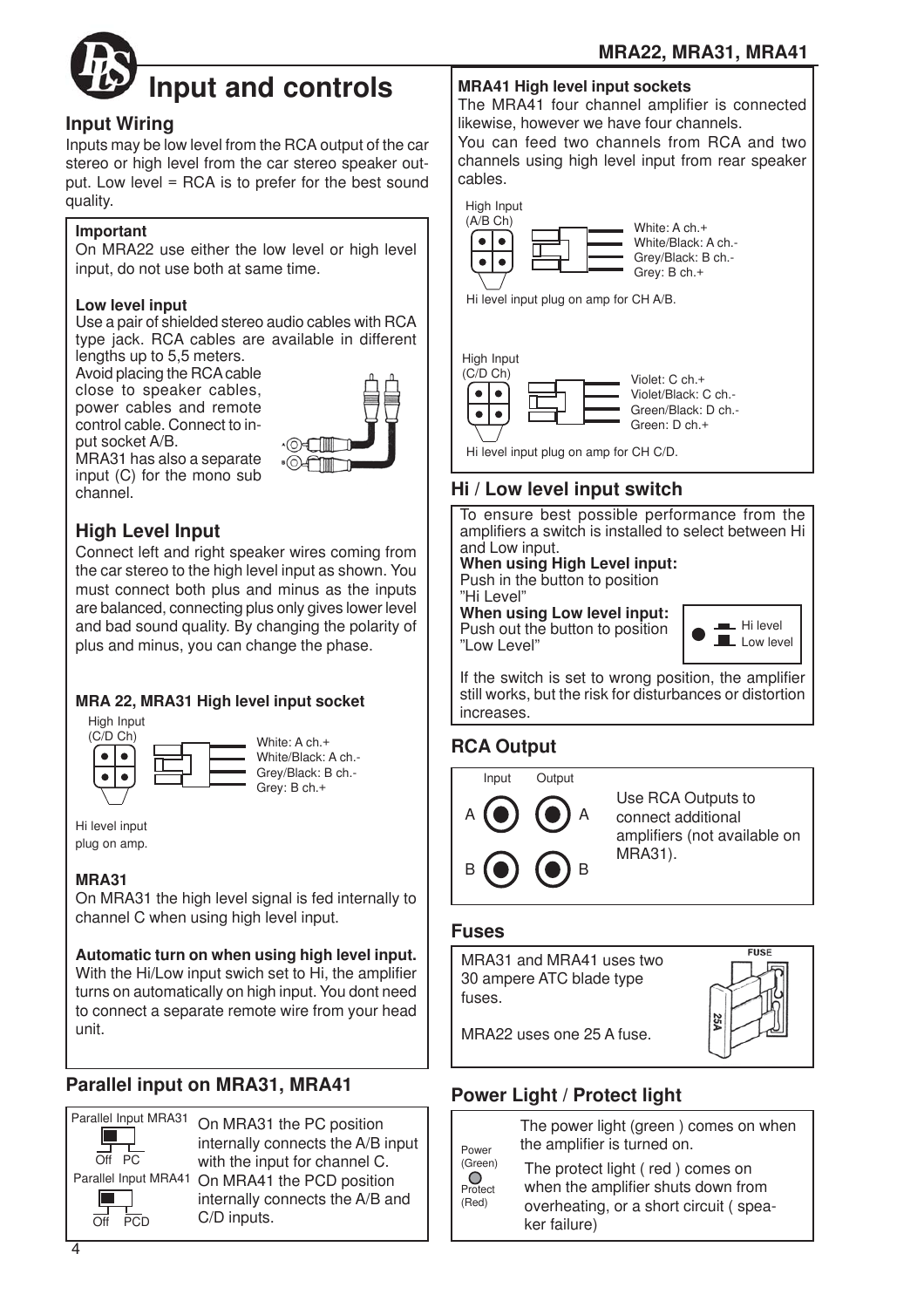# Input and controls

## Input Wiring

Inputs may be low level from the RCA output of the car stereo or high level from the car stereo speaker output. Low level = RCA is to prefer for the best sound quality.

**Important**
On MRA22 use either the low level or high level input, do not use both at same time.

**Low level input**
Use a pair of shielded stereo audio cables with RCA type jack. RCA cables are available in different lengths up to 5,5 meters.
Avoid placing the RCA cable close to speaker cables, power cables and remote control cable. Connect to input socket A/B.
MRA31 has also a separate input (C) for the mono sub channel.

## High Level Input

Connect left and right speaker wires coming from the car stereo to the high level input as shown. You must connect both plus and minus as the inputs are balanced, connecting plus only gives lower level and bad sound quality. By changing the polarity of plus and minus, you can change the phase.

**MRA 22, MRA31 High level input socket**

High Input (C/D Ch)

- White: A ch.+
- White/Black: A ch.-
- Grey/Black: B ch.-
- Grey: B ch.+

Hi level input plug on amp.

**MRA31**
On MRA31 the high level signal is fed internally to channel C when using high level input.

**Automatic turn on when using high level input.**
With the Hi/Low input swich set to Hi, the amplifier turns on automatically on high input. You dont need to connect a separate remote wire from your head unit.

## Parallel input on MRA31, MRA41

Parallel Input MRA31: Off PC

Parallel Input MRA41: Off PCD

On MRA31 the PC position internally connects the A/B input with the input for channel C.
On MRA41 the PCD position internally connects the A/B and C/D inputs.

**MRA41 High level input sockets**
The MRA41 four channel amplifier is connected likewise, however we have four channels.
You can feed two channels from RCA and two channels using high level input from rear speaker cables.

High Input (A/B Ch)

- White: A ch.+
- White/Black: A ch.-
- Grey/Black: B ch.-
- Grey: B ch.+

Hi level input plug on amp for CH A/B.

High Input (C/D Ch)

- Violet: C ch.+
- Violet/Black: C ch.-
- Green/Black: D ch.-
- Green: D ch.+

Hi level input plug on amp for CH C/D.

## Hi / Low level input switch

To ensure best possible performance from the amplifiers a switch is installed to select between Hi and Low input.
**When using High Level input:**
Push in the button to position "Hi Level"
**When using Low level input:**
Push out the button to position "Low Level"

Hi level / Low level

If the switch is set to wrong position, the amplifier still works, but the risk for disturbances or distortion increases.

## RCA Output

Input A, B — Output A, B

Use RCA Outputs to connect additional amplifiers (not available on MRA31).

## Fuses

MRA31 and MRA41 uses two 30 ampere ATC blade type fuses.

MRA22 uses one 25 A fuse.

## Power Light / Protect light

Power (Green) / Protect (Red)

The power light (green ) comes on when the amplifier is turned on.

The protect light ( red ) comes on when the amplifier shuts down from overheating, or a short circuit ( speaker failure)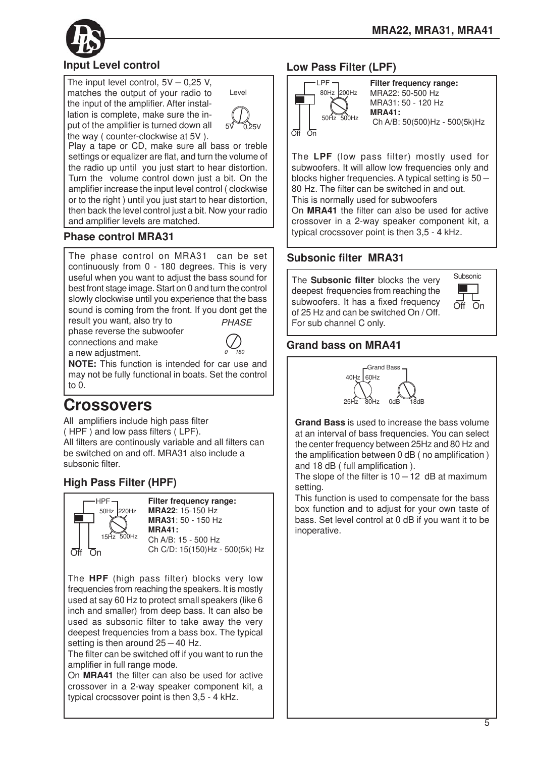## Input Level control

The input level control, 5V – 0,25 V, matches the output of your radio to the input of the amplifier. After installation is complete, make sure the input of the amplifier is turned down all the way ( counter-clockwise at 5V ).

Level

5V 0,25V

Play a tape or CD, make sure all bass or treble settings or equalizer are flat, and turn the volume of the radio up until you just start to hear distortion. Turn the volume control down just a bit. On the amplifier increase the input level control ( clockwise or to the right ) until you just start to hear distortion, then back the level control just a bit. Now your radio and amplifier levels are matched.

## Phase control MRA31

The phase control on MRA31 can be set continuously from 0 - 180 degrees. This is very useful when you want to adjust the bass sound for best front stage image. Start on 0 and turn the control slowly clockwise until you experience that the bass sound is coming from the front. If you dont get the result you want, also try to phase reverse the subwoofer connections and make a new adjustment.

*PHASE*

*0 180*

**NOTE:** This function is intended for car use and may not be fully functional in boats. Set the control to 0.

# Crossovers

All amplifiers include high pass filter ( HPF ) and low pass filters ( LPF).
All filters are continously variable and all filters can be switched on and off. MRA31 also include a subsonic filter.

## High Pass Filter (HPF)

HPF
50Hz 220Hz
15Hz 500Hz
Off On

**Filter frequency range:**
**MRA22**: 15-150 Hz
**MRA31**: 50 - 150 Hz
**MRA41:**
Ch A/B: 15 - 500 Hz
Ch C/D: 15(150)Hz - 500(5k) Hz

The **HPF** (high pass filter) blocks very low frequencies from reaching the speakers. It is mostly used at say 60 Hz to protect small speakers (like 6 inch and smaller) from deep bass. It can also be used as subsonic filter to take away the very deepest frequencies from a bass box. The typical setting is then around 25 – 40 Hz.
The filter can be switched off if you want to run the amplifier in full range mode.
On **MRA41** the filter can also be used for active crossover in a 2-way speaker component kit, a typical crocssover point is then 3,5 - 4 kHz.

## Low Pass Filter (LPF)

LPF
80Hz 200Hz
50Hz 500Hz
Off On

**Filter frequency range:**
MRA22: 50-500 Hz
MRA31: 50 - 120 Hz
**MRA41:**
Ch A/B: 50(500)Hz - 500(5k)Hz

The **LPF** (low pass filter) mostly used for subwoofers. It will allow low frequencies only and blocks higher frequencies. A typical setting is 50 – 80 Hz. The filter can be switched in and out.
This is normally used for subwoofers
On **MRA41** the filter can also be used for active crossover in a 2-way speaker component kit, a typical crocssover point is then 3,5 - 4 kHz.

## Subsonic filter MRA31

The **Subsonic filter** blocks the very deepest frequencies from reaching the subwoofers. It has a fixed frequency of 25 Hz and can be switched On / Off. For sub channel C only.

Subsonic
Off On

## Grand bass on MRA41

Grand Bass
40Hz 60Hz
25Hz 80Hz 0dB 18dB

**Grand Bass** is used to increase the bass volume at an interval of bass frequencies. You can select the center frequency between 25Hz and 80 Hz and the amplification between 0 dB ( no amplification ) and 18 dB ( full amplification ).
The slope of the filter is 10 – 12 dB at maximum setting.
This function is used to compensate for the bass box function and to adjust for your own taste of bass. Set level control at 0 dB if you want it to be inoperative.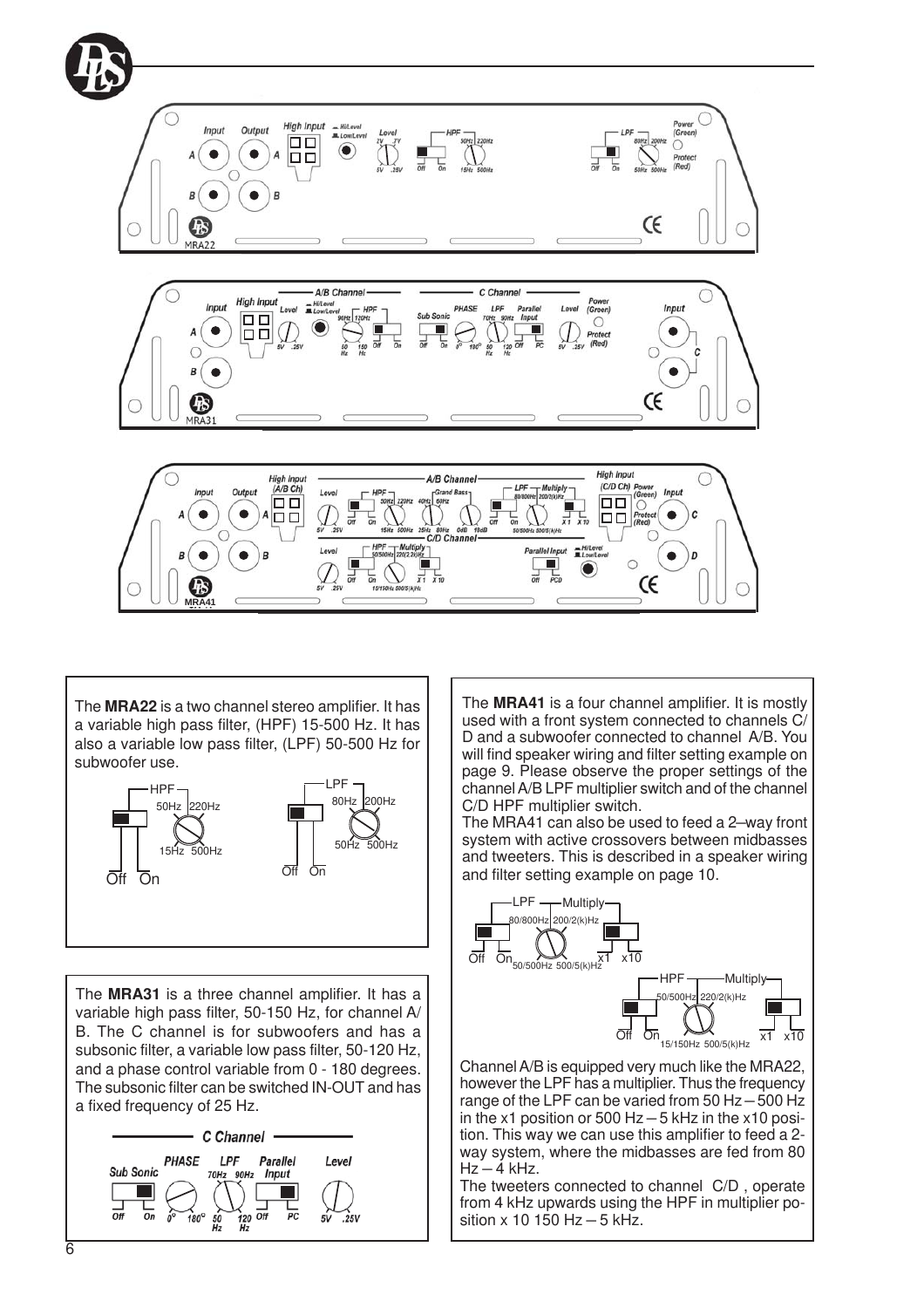The **MRA22** is a two channel stereo amplifier. It has a variable high pass filter, (HPF) 15-500 Hz. It has also a variable low pass filter, (LPF) 50-500 Hz for subwoofer use.

The **MRA31** is a three channel amplifier. It has a variable high pass filter, 50-150 Hz, for channel A/B. The C channel is for subwoofers and has a subsonic filter, a variable low pass filter, 50-120 Hz, and a phase control variable from 0 - 180 degrees. The subsonic filter can be switched IN-OUT and has a fixed frequency of 25 Hz.

The **MRA41** is a four channel amplifier. It is mostly used with a front system connected to channels C/D and a subwoofer connected to channel A/B. You will find speaker wiring and filter setting example on page 9. Please observe the proper settings of the channel A/B LPF multiplier switch and of the channel C/D HPF multiplier switch.
The MRA41 can also be used to feed a 2–way front system with active crossovers between midbasses and tweeters. This is described in a speaker wiring and filter setting example on page 10.

Channel A/B is equipped very much like the MRA22, however the LPF has a multiplier. Thus the frequency range of the LPF can be varied from 50 Hz – 500 Hz in the x1 position or 500 Hz – 5 kHz in the x10 position. This way we can use this amplifier to feed a 2-way system, where the midbasses are fed from 80 Hz – 4 kHz.
The tweeters connected to channel C/D, operate from 4 kHz upwards using the HPF in multiplier position x 10 150 Hz – 5 kHz.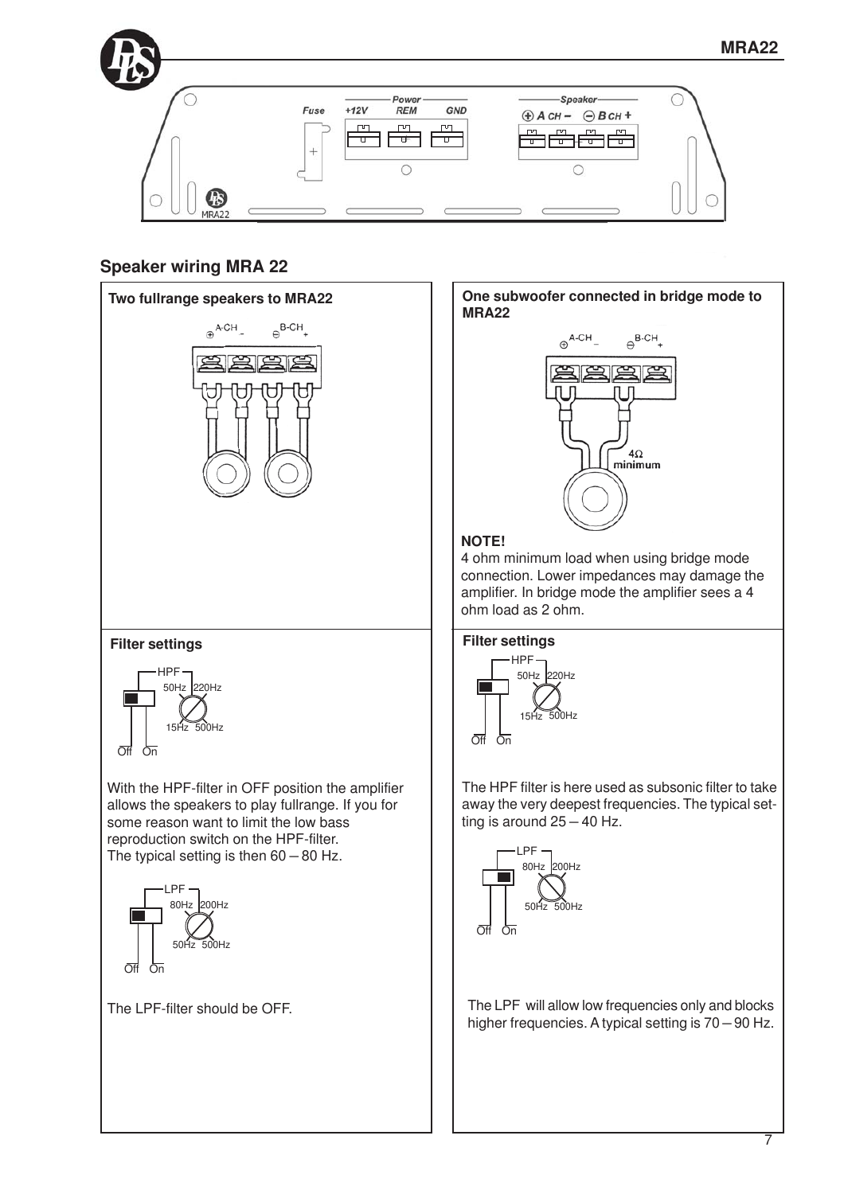## Speaker wiring MRA 22

### Two fullrange speakers to MRA22

#### Filter settings

With the HPF-filter in OFF position the amplifier allows the speakers to play fullrange. If you for some reason want to limit the low bass reproduction switch on the HPF-filter.
The typical setting is then 60 – 80 Hz.

The LPF-filter should be OFF.

### One subwoofer connected in bridge mode to MRA22

**NOTE!**
4 ohm minimum load when using bridge mode connection. Lower impedances may damage the amplifier. In bridge mode the amplifier sees a 4 ohm load as 2 ohm.

#### Filter settings

The HPF filter is here used as subsonic filter to take away the very deepest frequencies. The typical setting is around 25 – 40 Hz.

The LPF will allow low frequencies only and blocks higher frequencies. A typical setting is 70 – 90 Hz.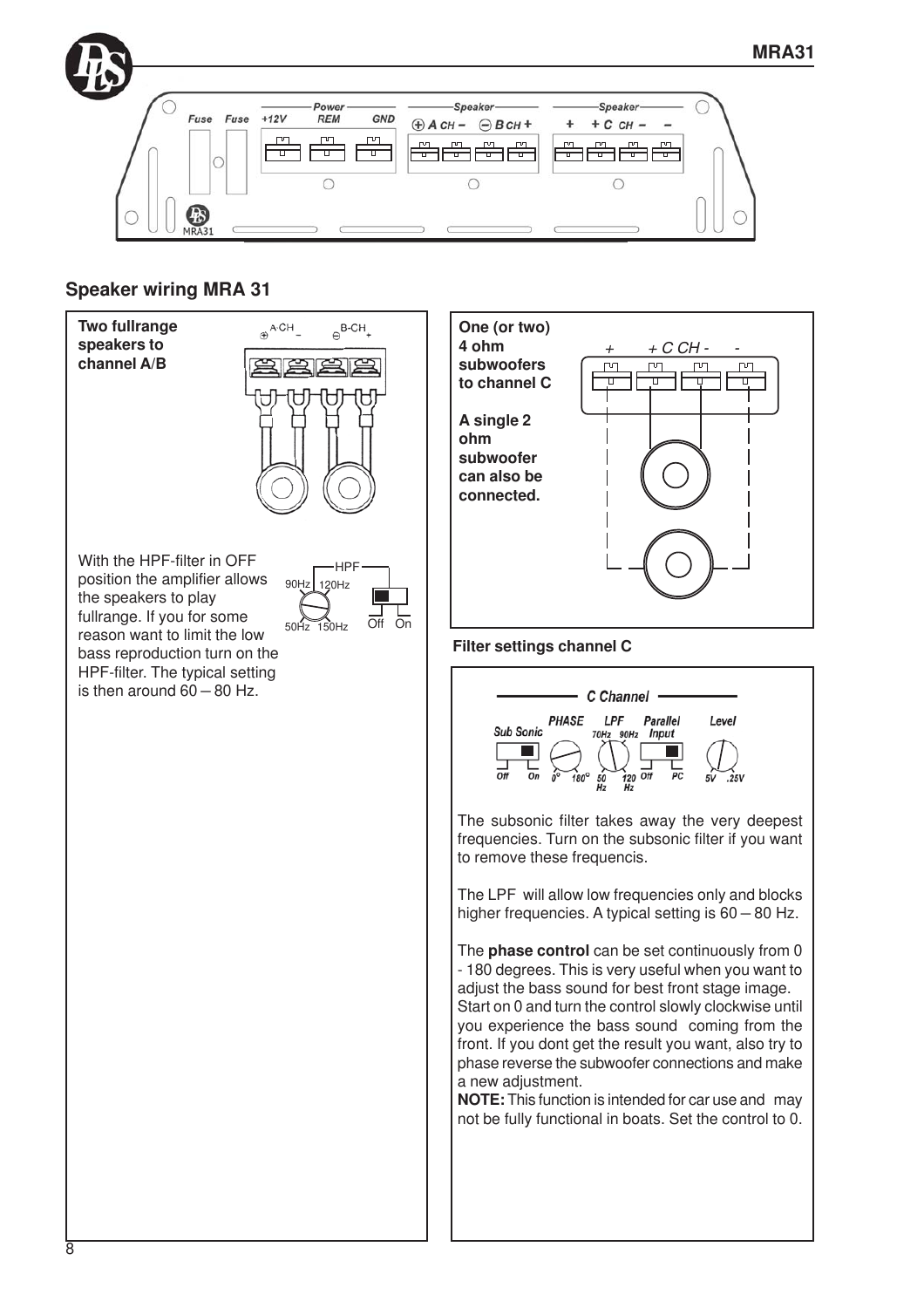## Speaker wiring MRA 31

**Two fullrange speakers to channel A/B**

With the HPF-filter in OFF position the amplifier allows the speakers to play fullrange. If you for some reason want to limit the low bass reproduction turn on the HPF-filter. The typical setting is then around 60 – 80 Hz.

**One (or two) 4 ohm subwoofers to channel C**

**A single 2 ohm subwoofer can also be connected.**

**Filter settings channel C**

The subsonic filter takes away the very deepest frequencies. Turn on the subsonic filter if you want to remove these frequencis.

The LPF will allow low frequencies only and blocks higher frequencies. A typical setting is 60 – 80 Hz.

The **phase control** can be set continuously from 0 - 180 degrees. This is very useful when you want to adjust the bass sound for best front stage image. Start on 0 and turn the control slowly clockwise until you experience the bass sound coming from the front. If you dont get the result you want, also try to phase reverse the subwoofer connections and make a new adjustment.

**NOTE:** This function is intended for car use and may not be fully functional in boats. Set the control to 0.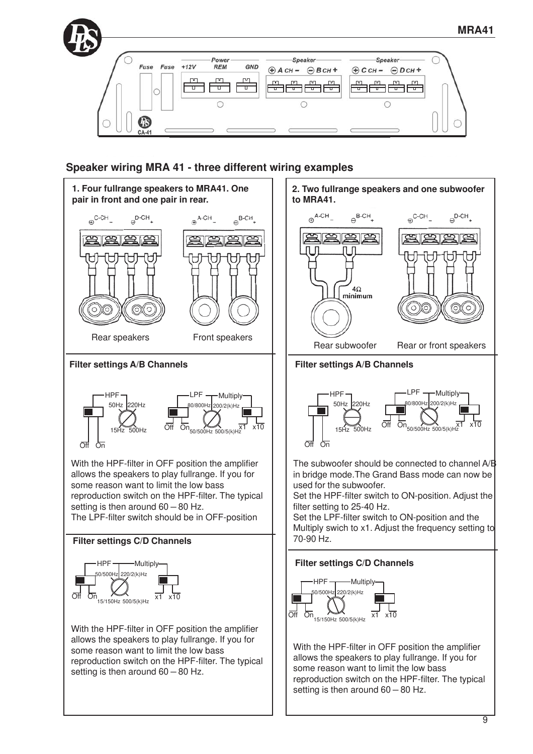## Speaker wiring MRA 41 - three different wiring examples

### 1. Four fullrange speakers to MRA41. One pair in front and one pair in rear.

Rear speakers

Front speakers

#### Filter settings A/B Channels

With the HPF-filter in OFF position the amplifier allows the speakers to play fullrange. If you for some reason want to limit the low bass reproduction switch on the HPF-filter. The typical setting is then around 60 – 80 Hz.
The LPF-filter switch should be in OFF-position

#### Filter settings C/D Channels

With the HPF-filter in OFF position the amplifier allows the speakers to play fullrange. If you for some reason want to limit the low bass reproduction switch on the HPF-filter. The typical setting is then around 60 – 80 Hz.

### 2. Two fullrange speakers and one subwoofer to MRA41.

4Ω minimum

Rear subwoofer

Rear or front speakers

#### Filter settings A/B Channels

The subwoofer should be connected to channel A/B in bridge mode.The Grand Bass mode can now be used for the subwoofer.
Set the HPF-filter switch to ON-position. Adjust the filter setting to 25-40 Hz.
Set the LPF-filter switch to ON-position and the Multiply swich to x1. Adjust the frequency setting to 70-90 Hz.

#### Filter settings C/D Channels

With the HPF-filter in OFF position the amplifier allows the speakers to play fullrange. If you for some reason want to limit the low bass reproduction switch on the HPF-filter. The typical setting is then around 60 – 80 Hz.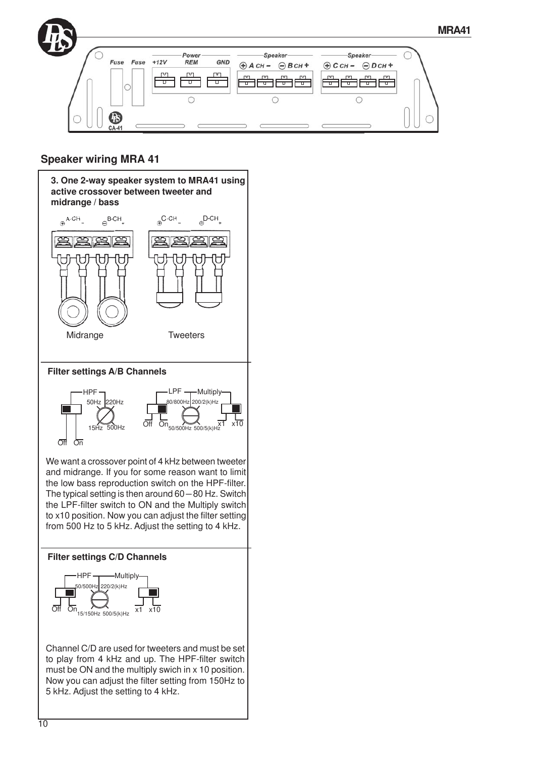## Speaker wiring MRA 41

### 3. One 2-way speaker system to MRA41 using active crossover between tweeter and midrange / bass

Midrange

Tweeters

**Filter settings A/B Channels**

We want a crossover point of 4 kHz between tweeter and midrange. If you for some reason want to limit the low bass reproduction switch on the HPF-filter. The typical setting is then around 60—80 Hz. Switch the LPF-filter switch to ON and the Multiply switch to x10 position. Now you can adjust the filter setting from 500 Hz to 5 kHz. Adjust the setting to 4 kHz.

**Filter settings C/D Channels**

Channel C/D are used for tweeters and must be set to play from 4 kHz and up. The HPF-filter switch must be ON and the multiply swich in x 10 position. Now you can adjust the filter setting from 150Hz to 5 kHz. Adjust the setting to 4 kHz.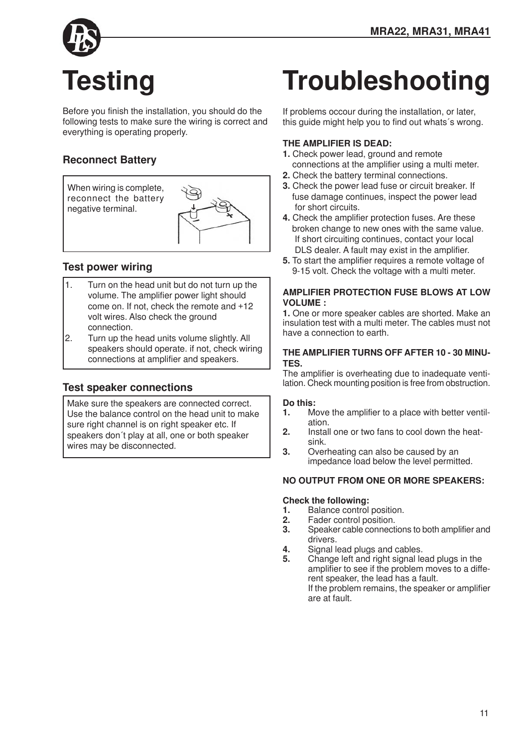# Testing

Before you finish the installation, you should do the following tests to make sure the wiring is correct and everything is operating properly.

### Reconnect Battery

When wiring is complete, reconnect the battery negative terminal.

### Test power wiring

1. Turn on the head unit but do not turn up the volume. The amplifier power light should come on. If not, check the remote and +12 volt wires. Also check the ground connection.
2. Turn up the head units volume slightly. All speakers should operate. if not, check wiring connections at amplifier and speakers.

### Test speaker connections

Make sure the speakers are connected correct. Use the balance control on the head unit to make sure right channel is on right speaker etc. If speakers don´t play at all, one or both speaker wires may be disconnected.

# Troubleshooting

If problems occour during the installation, or later, this guide might help you to find out whats´s wrong.

**THE AMPLIFIER IS DEAD:**

1. Check power lead, ground and remote connections at the amplifier using a multi meter.
2. Check the battery terminal connections.
3. Check the power lead fuse or circuit breaker. If fuse damage continues, inspect the power lead for short circuits.
4. Check the amplifier protection fuses. Are these broken change to new ones with the same value. If short circuiting continues, contact your local DLS dealer. A fault may exist in the amplifier.
5. To start the amplifier requires a remote voltage of 9-15 volt. Check the voltage with a multi meter.

**AMPLIFIER PROTECTION FUSE BLOWS AT LOW VOLUME :**

**1.** One or more speaker cables are shorted. Make an insulation test with a multi meter. The cables must not have a connection to earth.

**THE AMPLIFIER TURNS OFF AFTER 10 - 30 MINUTES.**

The amplifier is overheating due to inadequate ventilation. Check mounting position is free from obstruction.

**Do this:**

1. Move the amplifier to a place with better ventilation.
2. Install one or two fans to cool down the heatsink.
3. Overheating can also be caused by an impedance load below the level permitted.

**NO OUTPUT FROM ONE OR MORE SPEAKERS:**

**Check the following:**

1. Balance control position.
2. Fader control position.
3. Speaker cable connections to both amplifier and drivers.
4. Signal lead plugs and cables.
5. Change left and right signal lead plugs in the amplifier to see if the problem moves to a different speaker, the lead has a fault.
   If the problem remains, the speaker or amplifier are at fault.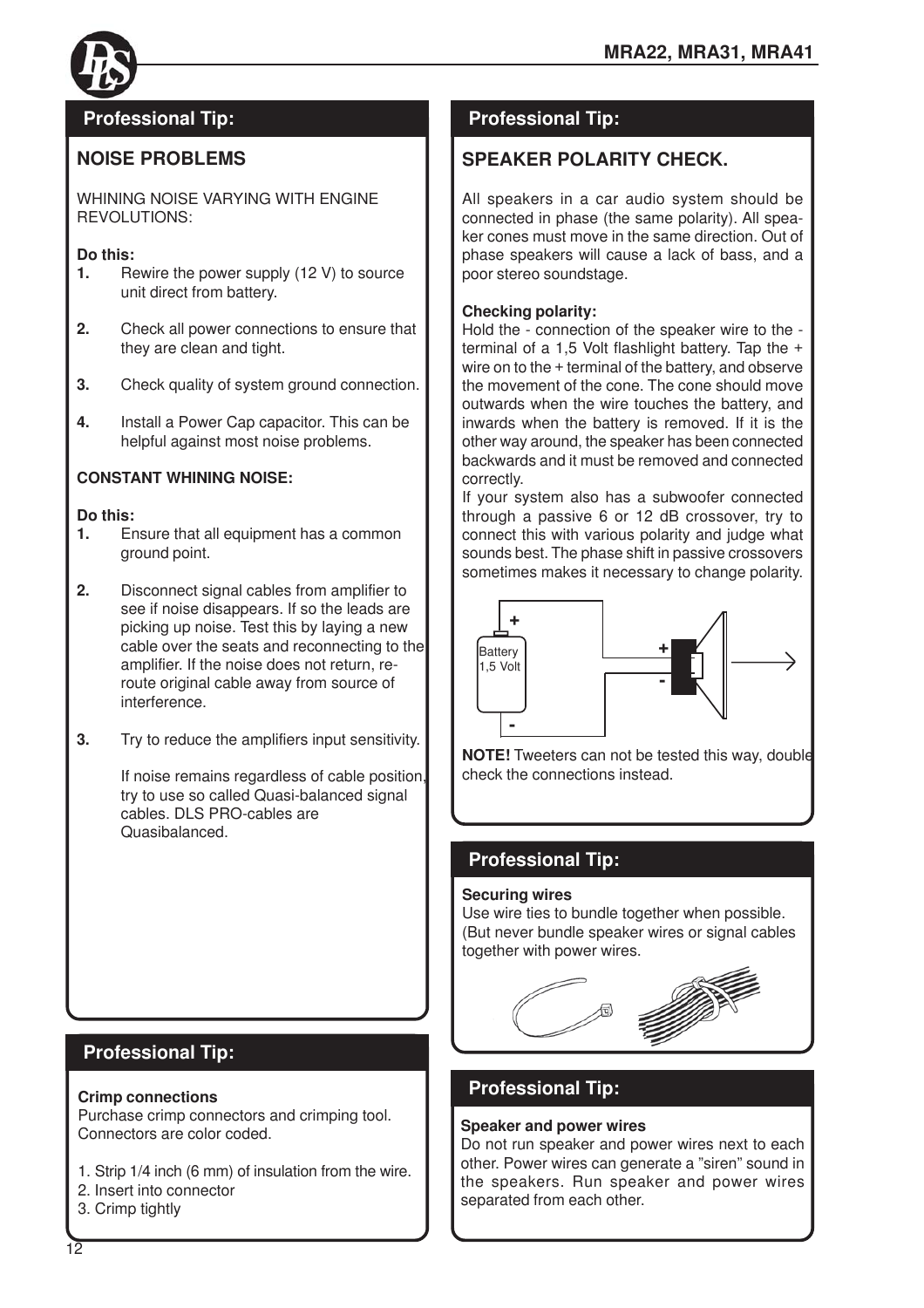## Professional Tip:

### NOISE PROBLEMS

WHINING NOISE VARYING WITH ENGINE REVOLUTIONS:

**Do this:**

1. Rewire the power supply (12 V) to source unit direct from battery.

2. Check all power connections to ensure that they are clean and tight.

3. Check quality of system ground connection.

4. Install a Power Cap capacitor. This can be helpful against most noise problems.

**CONSTANT WHINING NOISE:**

**Do this:**

1. Ensure that all equipment has a common ground point.

2. Disconnect signal cables from amplifier to see if noise disappears. If so the leads are picking up noise. Test this by laying a new cable over the seats and reconnecting to the amplifier. If the noise does not return, re-route original cable away from source of interference.

3. Try to reduce the amplifiers input sensitivity.

   If noise remains regardless of cable position, try to use so called Quasi-balanced signal cables. DLS PRO-cables are Quasibalanced.

## Professional Tip:

**Crimp connections**

Purchase crimp connectors and crimping tool. Connectors are color coded.

1. Strip 1/4 inch (6 mm) of insulation from the wire.
2. Insert into connector
3. Crimp tightly

## Professional Tip:

### SPEAKER POLARITY CHECK.

All speakers in a car audio system should be connected in phase (the same polarity). All speaker cones must move in the same direction. Out of phase speakers will cause a lack of bass, and a poor stereo soundstage.

**Checking polarity:**

Hold the - connection of the speaker wire to the - terminal of a 1,5 Volt flashlight battery. Tap the + wire on to the + terminal of the battery, and observe the movement of the cone. The cone should move outwards when the wire touches the battery, and inwards when the battery is removed. If it is the other way around, the speaker has been connected backwards and it must be removed and connected correctly.

If your system also has a subwoofer connected through a passive 6 or 12 dB crossover, try to connect this with various polarity and judge what sounds best. The phase shift in passive crossovers sometimes makes it necessary to change polarity.

**NOTE!** Tweeters can not be tested this way, double check the connections instead.

## Professional Tip:

**Securing wires**

Use wire ties to bundle together when possible. (But never bundle speaker wires or signal cables together with power wires.

## Professional Tip:

**Speaker and power wires**

Do not run speaker and power wires next to each other. Power wires can generate a "siren" sound in the speakers. Run speaker and power wires separated from each other.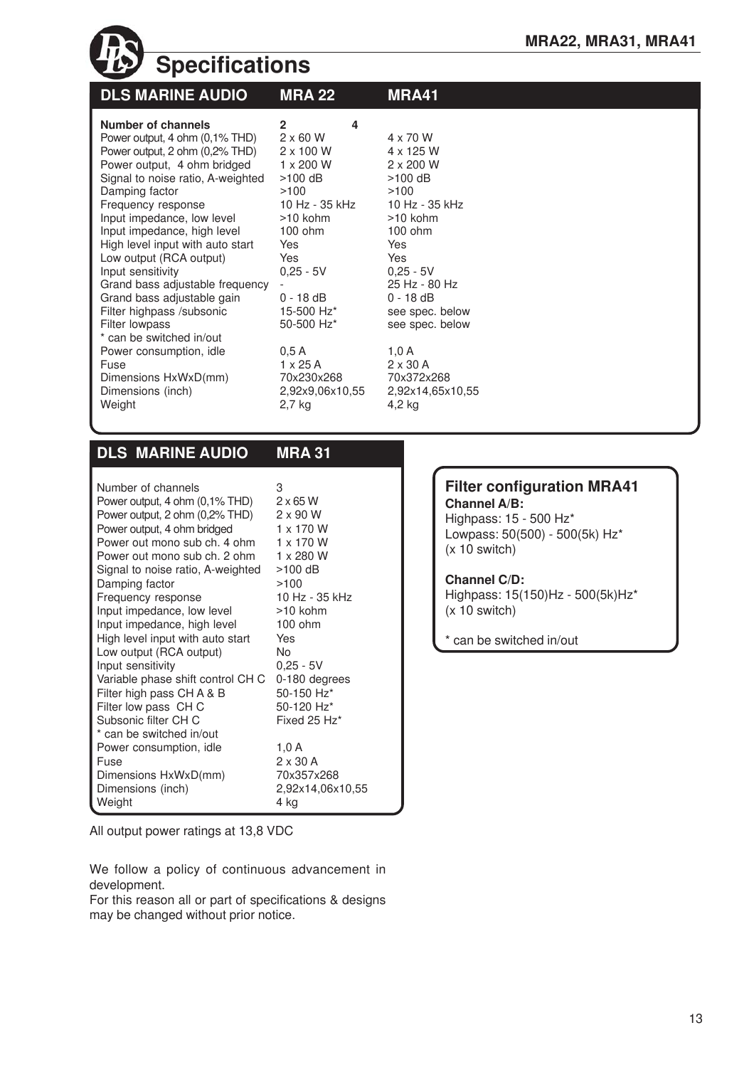# Specifications

| DLS MARINE AUDIO | MRA 22 | MRA41 |
|---|---|---|
| **Number of channels** | **2** | **4** |
| Power output, 4 ohm (0,1% THD) | 2 x 60 W | 4 x 70 W |
| Power output, 2 ohm (0,2% THD) | 2 x 100 W | 4 x 125 W |
| Power output, 4 ohm bridged | 1 x 200 W | 2 x 200 W |
| Signal to noise ratio, A-weighted | >100 dB | >100 dB |
| Damping factor | >100 | >100 |
| Frequency response | 10 Hz - 35 kHz | 10 Hz - 35 kHz |
| Input impedance, low level | >10 kohm | >10 kohm |
| Input impedance, high level | 100 ohm | 100 ohm |
| High level input with auto start | Yes | Yes |
| Low output (RCA output) | Yes | Yes |
| Input sensitivity | 0,25 - 5V | 0,25 - 5V |
| Grand bass adjustable frequency | - | 25 Hz - 80 Hz |
| Grand bass adjustable gain | 0 - 18 dB | 0 - 18 dB |
| Filter highpass /subsonic | 15-500 Hz* | see spec. below |
| Filter lowpass | 50-500 Hz* | see spec. below |
| * can be switched in/out | | |
| Power consumption, idle | 0,5 A | 1,0 A |
| Fuse | 1 x 25 A | 2 x 30 A |
| Dimensions HxWxD(mm) | 70x230x268 | 70x372x268 |
| Dimensions (inch) | 2,92x9,06x10,55 | 2,92x14,65x10,55 |
| Weight | 2,7 kg | 4,2 kg |

| DLS MARINE AUDIO | MRA 31 |
|---|---|
| Number of channels | 3 |
| Power output, 4 ohm (0,1% THD) | 2 x 65 W |
| Power output, 2 ohm (0,2% THD) | 2 x 90 W |
| Power output, 4 ohm bridged | 1 x 170 W |
| Power out mono sub ch. 4 ohm | 1 x 170 W |
| Power out mono sub ch. 2 ohm | 1 x 280 W |
| Signal to noise ratio, A-weighted | >100 dB |
| Damping factor | >100 |
| Frequency response | 10 Hz - 35 kHz |
| Input impedance, low level | >10 kohm |
| Input impedance, high level | 100 ohm |
| High level input with auto start | Yes |
| Low output (RCA output) | No |
| Input sensitivity | 0,25 - 5V |
| Variable phase shift control CH C | 0-180 degrees |
| Filter high pass CH A & B | 50-150 Hz* |
| Filter low pass CH C | 50-120 Hz* |
| Subsonic filter CH C | Fixed 25 Hz* |
| * can be switched in/out | |
| Power consumption, idle | 1,0 A |
| Fuse | 2 x 30 A |
| Dimensions HxWxD(mm) | 70x357x268 |
| Dimensions (inch) | 2,92x14,06x10,55 |
| Weight | 4 kg |

All output power ratings at 13,8 VDC

We follow a policy of continuous advancement in development.
For this reason all or part of specifications & designs may be changed without prior notice.

### Filter configuration MRA41

**Channel A/B:**
Highpass: 15 - 500 Hz*
Lowpass: 50(500) - 500(5k) Hz*
(x 10 switch)

**Channel C/D:**
Highpass: 15(150)Hz - 500(5k)Hz*
(x 10 switch)

* can be switched in/out